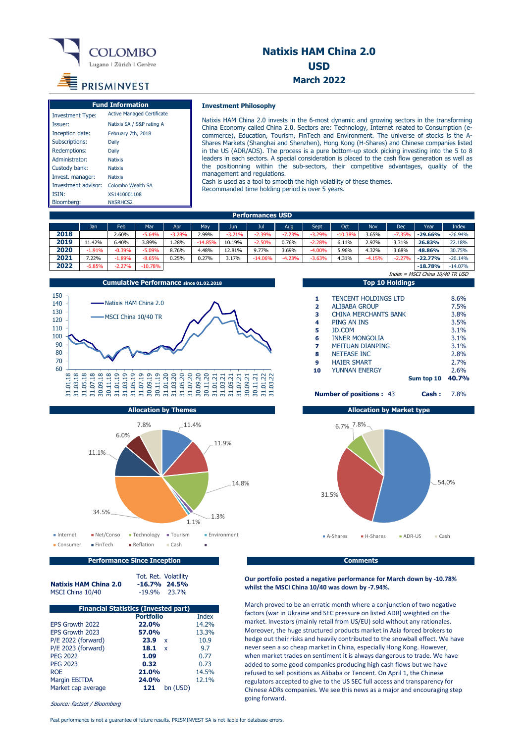# Natixis HAM China 2.0
## USD
### March 2022

COLOMBO — Lugano | Zürich | Genève

PRISMINVEST

| Fund Information | |
|---|---|
| Investment Type: | Active Managed Certificate |
| Issuer: | Natixis SA / S&P rating A |
| Inception date: | February 7th, 2018 |
| Subscriptions: | Daily |
| Redemptions: | Daily |
| Administrator: | Natixis |
| Custody bank: | Natixis |
| Invest. manager: | Natixis |
| Investment advisor: | Colombo Wealth SA |
| ISIN: | XS1410001108 |
| Bloomberg: | NXSRHCS2 |

### Investment Philosophy

Natixis HAM China 2.0 invests in the 6-most dynamic and growing sectors in the transforming China Economy called China 2.0. Sectors are: Technology, Internet related to Consumption (e-commerce), Education, Tourism, FinTech and Environment. The universe of stocks is the A-Shares Markets (Shanghai and Shenzhen), Hong Kong (H-Shares) and Chinese companies listed in the US (ADR/ADS). The process is a pure bottom-up stock picking investing into the 5 to 8 leaders in each sectors. A special consideration is placed to the cash flow generation as well as the positionning within the sub-sectors, their competitive advantages, quality of the management and regulations.
Cash is used as a tool to smooth the high volatility of these themes.
Recommanded time holding period is over 5 years.

### Performances USD

| | Jan | Feb | Mar | Apr | May | Jun | Jul | Aug | Sept | Oct | Nov | Dec | Year | Index |
|---|---|---|---|---|---|---|---|---|---|---|---|---|---|---|
| **2018** | | 2.60% | -5.64% | -3.28% | 2.99% | -3.21% | -2.39% | -7.23% | -3.29% | -10.38% | 3.65% | -7.35% | **-29.66%** | -26.94% |
| **2019** | 11.42% | 6.40% | 3.89% | 1.28% | -14.85% | 10.19% | -2.50% | 0.76% | -2.28% | 6.11% | 2.97% | 3.31% | **26.83%** | 22.18% |
| **2020** | -1.91% | -0.39% | -5.09% | 8.76% | 4.48% | 12.81% | 9.77% | 3.69% | -4.00% | 5.96% | 4.32% | 3.68% | **48.86%** | 30.75% |
| **2021** | 7.22% | -1.89% | -8.65% | 0.25% | 0.27% | 3.17% | -14.06% | -4.23% | -3.63% | 4.31% | -4.15% | -2.27% | **-22.77%** | -20.14% |
| **2022** | -6.85% | -2.27% | -10.78% | | | | | | | | | | **-18.78%** | -14.07% |

*Index = MSCI China 10/40 TR USD*

### Cumulative Performance since 01.02.2018

### Top 10 Holdings

| # | Holding | Weight |
|---|---|---|
| 1 | TENCENT HOLDINGS LTD | 8.6% |
| 2 | ALIBABA GROUP | 7.5% |
| 3 | CHINA MERCHANTS BANK | 3.8% |
| 4 | PING AN INS | 3.5% |
| 5 | JD.COM | 3.1% |
| 6 | INNER MONGOLIA | 3.1% |
| 7 | MEITUAN DIANPING | 3.1% |
| 8 | NETEASE INC | 2.8% |
| 9 | HAIER SMART | 2.7% |
| 10 | YUNNAN ENERGY | 2.6% |
| | **Sum top 10** | **40.7%** |

**Number of positions :** 43 — **Cash :** 7.8%

### Allocation by Themes

Internet 11.4%, Net/Conso 11.9%, Technology 14.8%, Tourism 1.3%, Environment 1.1%, Consumer 34.5%, FinTech 11.1%, Reflation 6.0%, Cash 7.8%

### Allocation by Market type

A-Shares 54.0%, H-Shares 31.5%, ADR-US 6.7%, Cash 7.8%

### Performance Since Inception

| | Tot. Ret. | Volatility |
|---|---|---|
| **Natixis HAM China 2.0** | **-16.7%** | **24.5%** |
| MSCI China 10/40 | -19.9% | 23.7% |

### Financial Statistics (Invested part)

| | Portfolio | Index |
|---|---|---|
| EPS Growth 2022 | **22.0%** | 14.2% |
| EPS Growth 2023 | **57.0%** | 13.3% |
| P/E 2022 (forward) | **23.9** x | 10.9 |
| P/E 2023 (forward) | **18.1** x | 9.7 |
| PEG 2022 | **1.09** | 0.77 |
| PEG 2023 | **0.32** | 0.73 |
| ROE | **21.0%** | 14.5% |
| Margin EBITDA | **24.0%** | 12.1% |
| Market cap average | **121** bn (USD) | |

*Source: factset / Bloomberg*

### Comments

**Our portfolio posted a negative performance for March down by -10.78% whilst the MSCI China 10/40 was down by -7.94%.**

March proved to be an erratic month where a conjunction of two negative factors (war in Ukraine and SEC pressure on listed ADR) weighted on the market. Investors (mainly retail from US/EU) sold without any rationales. Moreover, the huge structured products market in Asia forced brokers to hedge out their risks and heavily contributed to the snowball effect. We have never seen a so cheap market in China, especially Hong Kong. However, when market trades on sentiment it is always dangerous to trade. We have added to some good companies producing high cash flows but we have refused to sell positions as Alibaba or Tencent. On April 1, the Chinese regulators accepted to give to the US SEC full access and transparency for Chinese ADRs companies. We see this news as a major and encouraging step going forward.

Past performance is not a guarantee of future results. PRISMINVEST SA is not liable for database errors.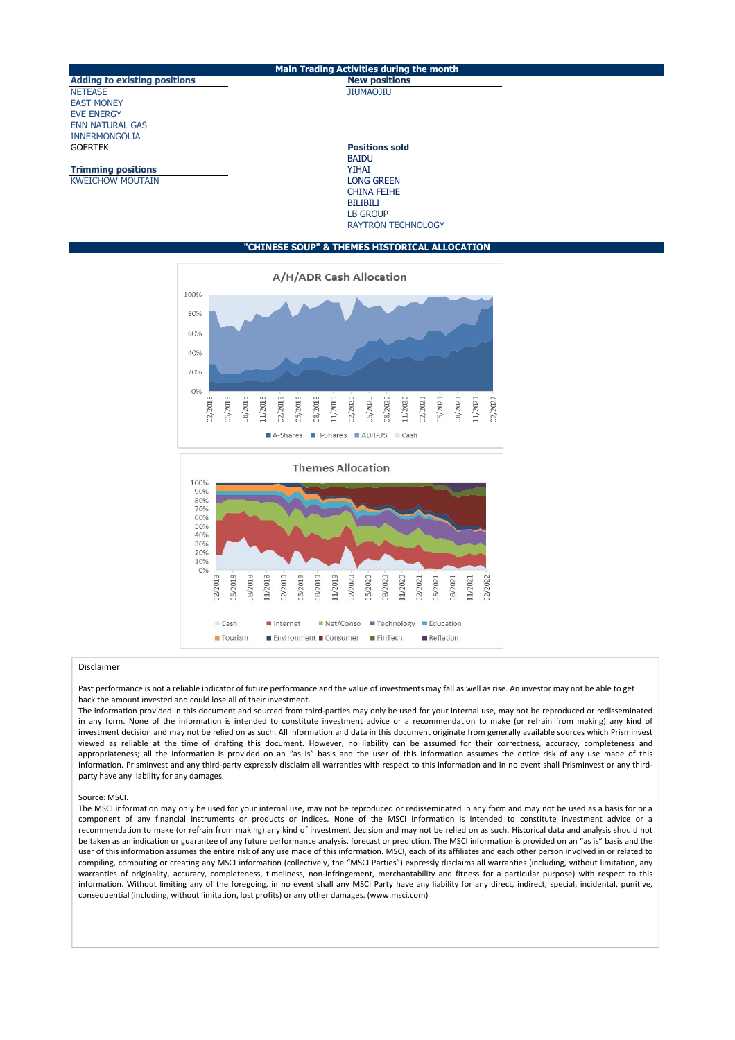## Main Trading Activities during the month

**Adding to existing positions**

NETEASE
EAST MONEY
EVE ENERGY
ENN NATURAL GAS
INNERMONGOLIA
GOERTEK

**Trimming positions**

KWEICHOW MOUTAIN

**New positions**

JIUMAOJIU

**Positions sold**

BAIDU
YIHAI
LONG GREEN
CHINA FEIHE
BILIBILI
LB GROUP
RAYTRON TECHNOLOGY

## "CHINESE SOUP" & THEMES HISTORICAL ALLOCATION

A/H/ADR Cash Allocation

100%
80%
60%
40%
20%
0%

02/2018 05/2018 08/2018 11/2018 02/2019 05/2019 08/2019 11/2019 02/2020 05/2020 08/2020 11/2020 02/2021 05/2021 08/2021 11/2021 02/2022

A-Shares H-Shares ADR-US Cash

Themes Allocation

100%
90%
80%
70%
60%
50%
40%
30%
20%
10%
0%

02/2018 05/2018 08/2018 11/2018 02/2019 05/2019 08/2019 11/2019 02/2020 05/2020 08/2020 11/2020 02/2021 05/2021 08/2021 11/2021 02/2022

Cash Internet Net/Conso Technology Education
Tourism Environment Consumer FinTech Reflation

Disclaimer

Past performance is not a reliable indicator of future performance and the value of investments may fall as well as rise. An investor may not be able to get back the amount invested and could lose all of their investment.
The information provided in this document and sourced from third-parties may only be used for your internal use, may not be reproduced or redisseminated in any form. None of the information is intended to constitute investment advice or a recommendation to make (or refrain from making) any kind of investment decision and may not be relied on as such. All information and data in this document originate from generally available sources which Prisminvest viewed as reliable at the time of drafting this document. However, no liability can be assumed for their correctness, accuracy, completeness and appropriateness; all the information is provided on an "as is" basis and the user of this information assumes the entire risk of any use made of this information. Prisminvest and any third-party expressly disclaim all warranties with respect to this information and in no event shall Prisminvest or any third-party have any liability for any damages.

Source: MSCI.
The MSCI information may only be used for your internal use, may not be reproduced or redisseminated in any form and may not be used as a basis for or a component of any financial instruments or products or indices. None of the MSCI information is intended to constitute investment advice or a recommendation to make (or refrain from making) any kind of investment decision and may not be relied on as such. Historical data and analysis should not be taken as an indication or guarantee of any future performance analysis, forecast or prediction. The MSCI information is provided on an "as is" basis and the user of this information assumes the entire risk of any use made of this information. MSCI, each of its affiliates and each other person involved in or related to compiling, computing or creating any MSCI information (collectively, the "MSCI Parties") expressly disclaims all warranties (including, without limitation, any warranties of originality, accuracy, completeness, timeliness, non-infringement, merchantability and fitness for a particular purpose) with respect to this information. Without limiting any of the foregoing, in no event shall any MSCI Party have any liability for any direct, indirect, special, incidental, punitive, consequential (including, without limitation, lost profits) or any other damages. (www.msci.com)